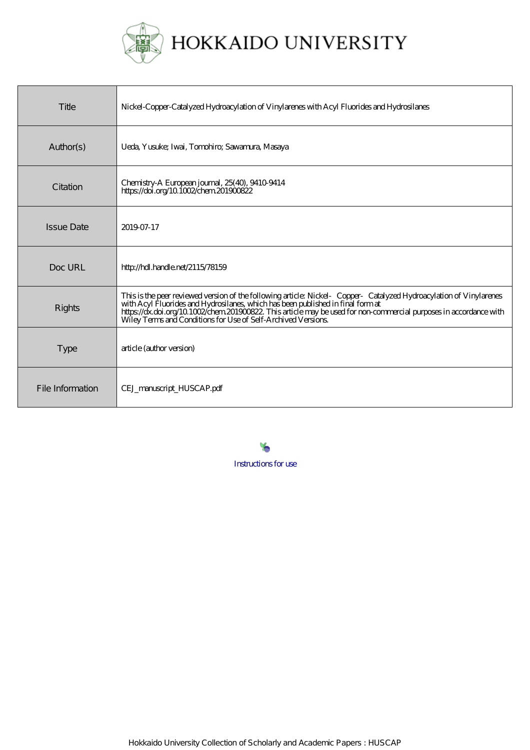# HOKKAIDO UNIVERSITY

| Title | Nickel-Copper-Catalyzed Hydroacylation of Vinylarenes with Acyl Fluorides and Hydrosilanes |
| --- | --- |
| Author(s) | Ueda, Yusuke; Iwai, Tomohiro; Sawamura, Masaya |
| Citation | Chemistry-A European journal, 25(40), 9410-9414<br>https://doi.org/10.1002/chem.201900822 |
| Issue Date | 2019-07-17 |
| Doc URL | http://hdl.handle.net/2115/78159 |
| Rights | This is the peer reviewed version of the following article: Nickel- Copper- Catalyzed Hydroacylation of Vinylarenes with Acyl Fluorides and Hydrosilanes, which has been published in final form at https://dx.doi.org/10.1002/chem.201900822. This article may be used for non-commercial purposes in accordance with Wiley Terms and Conditions for Use of Self-Archived Versions. |
| Type | article (author version) |
| File Information | CEJ_manuscript_HUSCAP.pdf |

Instructions for use

Hokkaido University Collection of Scholarly and Academic Papers : HUSCAP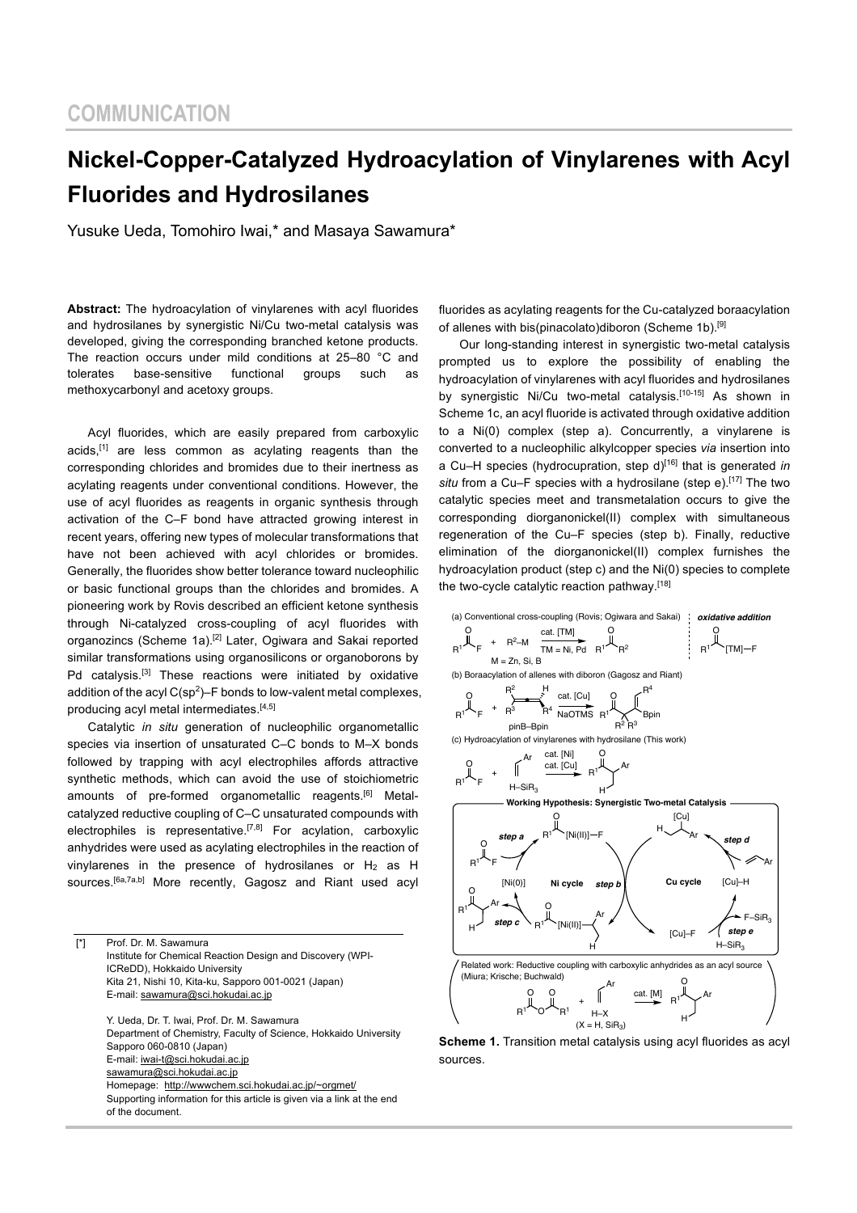## COMMUNICATION

# Nickel-Copper-Catalyzed Hydroacylation of Vinylarenes with Acyl Fluorides and Hydrosilanes

Yusuke Ueda, Tomohiro Iwai,* and Masaya Sawamura*

**Abstract:** The hydroacylation of vinylarenes with acyl fluorides and hydrosilanes by synergistic Ni/Cu two-metal catalysis was developed, giving the corresponding branched ketone products. The reaction occurs under mild conditions at 25–80 °C and tolerates base-sensitive functional groups such as methoxycarbonyl and acetoxy groups.

Acyl fluorides, which are easily prepared from carboxylic acids,[1] are less common as acylating reagents than the corresponding chlorides and bromides due to their inertness as acylating reagents under conventional conditions. However, the use of acyl fluorides as reagents in organic synthesis through activation of the C–F bond have attracted growing interest in recent years, offering new types of molecular transformations that have not been achieved with acyl chlorides or bromides. Generally, the fluorides show better tolerance toward nucleophilic or basic functional groups than the chlorides and bromides. A pioneering work by Rovis described an efficient ketone synthesis through Ni-catalyzed cross-coupling of acyl fluorides with organozincs (Scheme 1a).[2] Later, Ogiwara and Sakai reported similar transformations using organosilicons or organoborons by Pd catalysis.[3] These reactions were initiated by oxidative addition of the acyl $C(sp^2)$–F bonds to low-valent metal complexes, producing acyl metal intermediates.[4,5]

Catalytic *in situ* generation of nucleophilic organometallic species via insertion of unsaturated C–C bonds to M–X bonds followed by trapping with acyl electrophiles affords attractive synthetic methods, which can avoid the use of stoichiometric amounts of pre-formed organometallic reagents.[6] Metal-catalyzed reductive coupling of C–C unsaturated compounds with electrophiles is representative.[7,8] For acylation, carboxylic anhydrides were used as acylating electrophiles in the reaction of vinylarenes in the presence of hydrosilanes or $H_2$ as H sources.[6a,7a,b] More recently, Gagosz and Riant used acyl fluorides as acylating reagents for the Cu-catalyzed boraacylation of allenes with bis(pinacolato)diboron (Scheme 1b).[9]

Our long-standing interest in synergistic two-metal catalysis prompted us to explore the possibility of enabling the hydroacylation of vinylarenes with acyl fluorides and hydrosilanes by synergistic Ni/Cu two-metal catalysis.[10-15] As shown in Scheme 1c, an acyl fluoride is activated through oxidative addition to a Ni(0) complex (step a). Concurrently, a vinylarene is converted to a nucleophilic alkylcopper species *via* insertion into a Cu–H species (hydrocupration, step d)[16] that is generated *in situ* from a Cu–F species with a hydrosilane (step e).[17] The two catalytic species meet and transmetalation occurs to give the corresponding diorganonickel(II) complex with simultaneous regeneration of the Cu–F species (step b). Finally, reductive elimination of the diorganonickel(II) complex furnishes the hydroacylation product (step c) and the Ni(0) species to complete the two-cycle catalytic reaction pathway.[18]

(a) Conventional cross-coupling (Rovis; Ogiwara and Sakai) — $R^1C(O)F + R^2$–M (M = Zn, Si, B) → cat. [TM] (TM = Ni, Pd) → $R^1C(O)R^2$; *oxidative addition*: $R^1C(O)$–[TM]–F

(b) Boraacylation of allenes with diboron (Gagosz and Riant) — $R^1C(O)F$ + allene ($R^2$, $R^3$, H, $R^4$) + pinB–Bpin → cat. [Cu], NaOTMS

(c) Hydroacylation of vinylarenes with hydrosilane (This work) — $R^1C(O)F$ + vinylarene + H–$SiR_3$ → cat. [Ni], cat. [Cu]

Working Hypothesis: Synergistic Two-metal Catalysis — Ni cycle (step a, step b, step c) and Cu cycle (step d, step e; [Cu]–H, [Cu]–F, F–$SiR_3$, H–$SiR_3$)

Related work: Reductive coupling with carboxylic anhydrides as an acyl source (Miura; Krische; Buchwald) — anhydride + vinylarene + H–X (X = H, $SiR_3$) → cat. [M]

**Scheme 1.** Transition metal catalysis using acyl fluorides as acyl sources.

[*] Prof. Dr. M. Sawamura
Institute for Chemical Reaction Design and Discovery (WPI-ICReDD), Hokkaido University
Kita 21, Nishi 10, Kita-ku, Sapporo 001-0021 (Japan)
E-mail: sawamura@sci.hokudai.ac.jp

Y. Ueda, Dr. T. Iwai, Prof. Dr. M. Sawamura
Department of Chemistry, Faculty of Science, Hokkaido University
Sapporo 060-0810 (Japan)
E-mail: iwai-t@sci.hokudai.ac.jp
sawamura@sci.hokudai.ac.jp
Homepage: http://wwwchem.sci.hokudai.ac.jp/~orgmet/
Supporting information for this article is given via a link at the end of the document.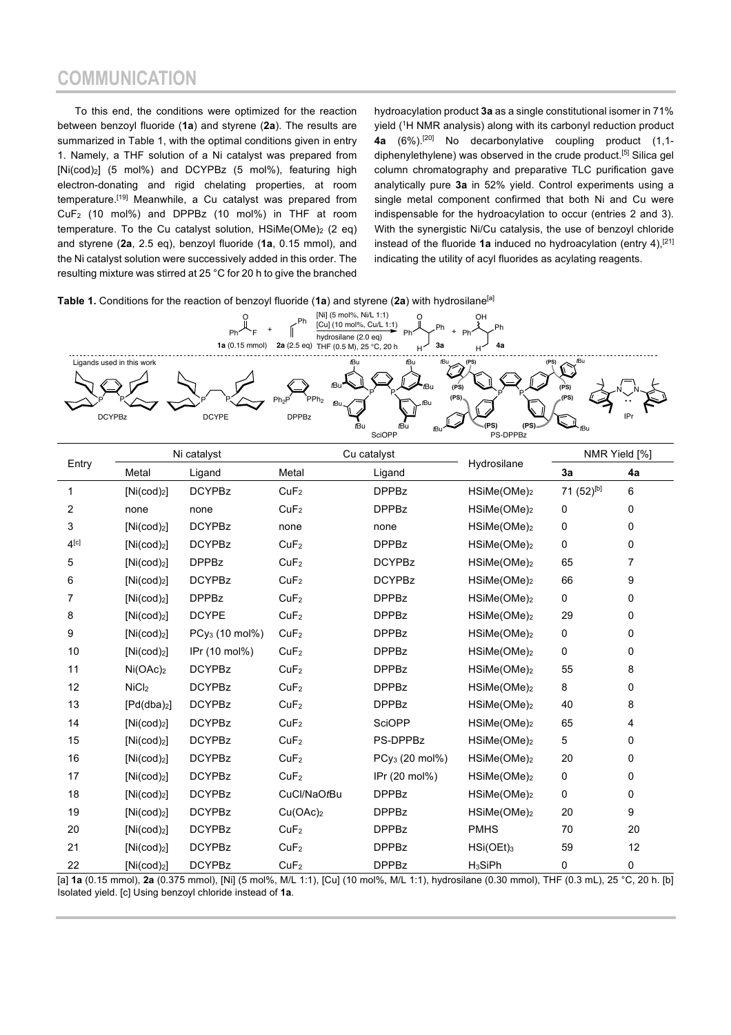To this end, the conditions were optimized for the reaction between benzoyl fluoride (**1a**) and styrene (**2a**). The results are summarized in Table 1, with the optimal conditions given in entry 1. Namely, a THF solution of a Ni catalyst was prepared from [Ni(cod)$_2$] (5 mol%) and DCYPBz (5 mol%), featuring high electron-donating and rigid chelating properties, at room temperature.[19] Meanwhile, a Cu catalyst was prepared from $CuF_2$ (10 mol%) and DPPBz (10 mol%) in THF at room temperature. To the Cu catalyst solution, HSiMe(OMe)$_2$ (2 eq) and styrene (**2a**, 2.5 eq), benzoyl fluoride (**1a**, 0.15 mmol), and the Ni catalyst solution were successively added in this order. The resulting mixture was stirred at 25 °C for 20 h to give the branched hydroacylation product **3a** as a single constitutional isomer in 71% yield ($^1$H NMR analysis) along with its carbonyl reduction product **4a** (6%).[20] No decarbonylative coupling product (1,1-diphenylethylene) was observed in the crude product.[5] Silica gel column chromatography and preparative TLC purification gave analytically pure **3a** in 52% yield. Control experiments using a single metal component confirmed that both Ni and Cu were indispensable for the hydroacylation to occur (entries 2 and 3). With the synergistic Ni/Cu catalysis, the use of benzoyl chloride instead of the fluoride **1a** induced no hydroacylation (entry 4),[21] indicating the utility of acyl fluorides as acylating reagents.

**Table 1.** Conditions for the reaction of benzoyl fluoride (**1a**) and styrene (**2a**) with hydrosilane[a]

| Entry | Ni catalyst | | Cu catalyst | | Hydrosilane | NMR Yield [%] | |
|---|---|---|---|---|---|---|---|
| | Metal | Ligand | Metal | Ligand | | **3a** | **4a** |
| 1 | [Ni(cod)$_2$] | DCYPBz | $CuF_2$ | DPPBz | HSiMe(OMe)$_2$ | 71 (52)[b] | 6 |
| 2 | none | none | $CuF_2$ | DPPBz | HSiMe(OMe)$_2$ | 0 | 0 |
| 3 | [Ni(cod)$_2$] | DCYPBz | none | none | HSiMe(OMe)$_2$ | 0 | 0 |
| 4[c] | [Ni(cod)$_2$] | DCYPBz | $CuF_2$ | DPPBz | HSiMe(OMe)$_2$ | 0 | 0 |
| 5 | [Ni(cod)$_2$] | DPPBz | $CuF_2$ | DCYPBz | HSiMe(OMe)$_2$ | 65 | 7 |
| 6 | [Ni(cod)$_2$] | DCYPBz | $CuF_2$ | DCYPBz | HSiMe(OMe)$_2$ | 66 | 9 |
| 7 | [Ni(cod)$_2$] | DPPBz | $CuF_2$ | DPPBz | HSiMe(OMe)$_2$ | 0 | 0 |
| 8 | [Ni(cod)$_2$] | DCYPE | $CuF_2$ | DPPBz | HSiMe(OMe)$_2$ | 29 | 0 |
| 9 | [Ni(cod)$_2$] | $PCy_3$ (10 mol%) | $CuF_2$ | DPPBz | HSiMe(OMe)$_2$ | 0 | 0 |
| 10 | [Ni(cod)$_2$] | IPr (10 mol%) | $CuF_2$ | DPPBz | HSiMe(OMe)$_2$ | 0 | 0 |
| 11 | Ni(OAc)$_2$ | DCYPBz | $CuF_2$ | DPPBz | HSiMe(OMe)$_2$ | 55 | 8 |
| 12 | $NiCl_2$ | DCYPBz | $CuF_2$ | DPPBz | HSiMe(OMe)$_2$ | 8 | 0 |
| 13 | [Pd(dba)$_2$] | DCYPBz | $CuF_2$ | DPPBz | HSiMe(OMe)$_2$ | 40 | 8 |
| 14 | [Ni(cod)$_2$] | DCYPBz | $CuF_2$ | SciOPP | HSiMe(OMe)$_2$ | 65 | 4 |
| 15 | [Ni(cod)$_2$] | DCYPBz | $CuF_2$ | PS-DPPBz | HSiMe(OMe)$_2$ | 5 | 0 |
| 16 | [Ni(cod)$_2$] | DCYPBz | $CuF_2$ | $PCy_3$ (20 mol%) | HSiMe(OMe)$_2$ | 20 | 0 |
| 17 | [Ni(cod)$_2$] | DCYPBz | $CuF_2$ | IPr (20 mol%) | HSiMe(OMe)$_2$ | 0 | 0 |
| 18 | [Ni(cod)$_2$] | DCYPBz | CuCl/NaO*t*Bu | DPPBz | HSiMe(OMe)$_2$ | 0 | 0 |
| 19 | [Ni(cod)$_2$] | DCYPBz | Cu(OAc)$_2$ | DPPBz | HSiMe(OMe)$_2$ | 20 | 9 |
| 20 | [Ni(cod)$_2$] | DCYPBz | $CuF_2$ | DPPBz | PMHS | 70 | 20 |
| 21 | [Ni(cod)$_2$] | DCYPBz | $CuF_2$ | DPPBz | HSi(OEt)$_3$ | 59 | 12 |
| 22 | [Ni(cod)$_2$] | DCYPBz | $CuF_2$ | DPPBz | $H_3SiPh$ | 0 | 0 |

[a] **1a** (0.15 mmol), **2a** (0.375 mmol), [Ni] (5 mol%, M/L 1:1), [Cu] (10 mol%, M/L 1:1), hydrosilane (0.30 mmol), THF (0.3 mL), 25 °C, 20 h. [b] Isolated yield. [c] Using benzoyl chloride instead of **1a**.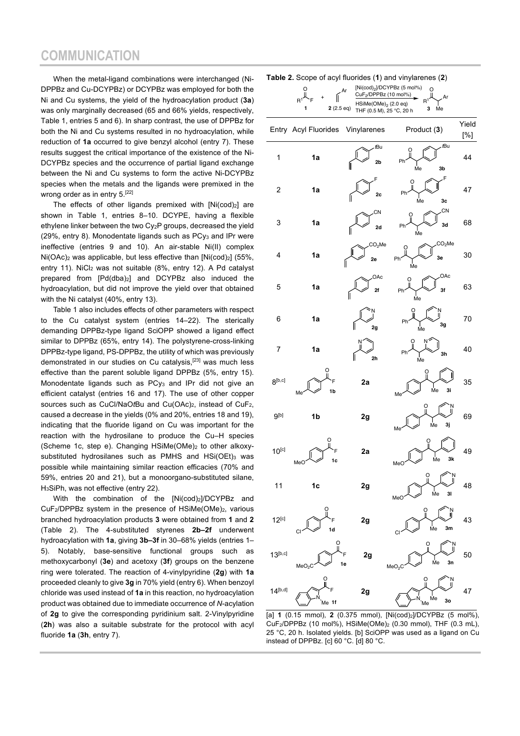When the metal-ligand combinations were interchanged (Ni-DPPBz and Cu-DCYPBz) or DCYPBz was employed for both the Ni and Cu systems, the yield of the hydroacylation product (**3a**) was only marginally decreased (65 and 66% yields, respectively, Table 1, entries 5 and 6). In sharp contrast, the use of DPPBz for both the Ni and Cu systems resulted in no hydroacylation, while reduction of **1a** occurred to give benzyl alcohol (entry 7). These results suggest the critical importance of the existence of the Ni-DCYPBz species and the occurrence of partial ligand exchange between the Ni and Cu systems to form the active Ni-DCYPBz species when the metals and the ligands were premixed in the wrong order as in entry 5.[22]

The effects of other ligands premixed with $[Ni(cod)_2]$ are shown in Table 1, entries 8–10. DCYPE, having a flexible ethylene linker between the two $Cy_2P$ groups, decreased the yield (29%, entry 8). Monodentate ligands such as $PCy_3$ and IPr were ineffective (entries 9 and 10). An air-stable Ni(II) complex $Ni(OAc)_2$ was applicable, but less effective than $[Ni(cod)_2]$ (55%, entry 11). $NiCl_2$ was not suitable (8%, entry 12). A Pd catalyst prepared from $[Pd(dba)_2]$ and DCYPBz also induced the hydroacylation, but did not improve the yield over that obtained with the Ni catalyst (40%, entry 13).

Table 1 also includes effects of other parameters with respect to the Cu catalyst system (entries 14–22). The sterically demanding DPPBz-type ligand SciOPP showed a ligand effect similar to DPPBz (65%, entry 14). The polystyrene-cross-linking DPPBz-type ligand, PS-DPPBz, the utility of which was previously demonstrated in our studies on Cu catalysis,[23] was much less effective than the parent soluble ligand DPPBz (5%, entry 15). Monodentate ligands such as $PCy_3$ and IPr did not give an efficient catalyst (entries 16 and 17). The use of other copper sources such as CuCl/NaO*t*Bu and $Cu(OAc)_2$, instead of $CuF_2$, caused a decrease in the yields (0% and 20%, entries 18 and 19), indicating that the fluoride ligand on Cu was important for the reaction with the hydrosilane to produce the Cu–H species (Scheme 1c, step e). Changing $HSiMe(OMe)_2$ to other alkoxy-substituted hydrosilanes such as PMHS and $HSi(OEt)_3$ was possible while maintaining similar reaction efficacies (70% and 59%, entries 20 and 21), but a monoorgano-substituted silane, $H_3SiPh$, was not effective (entry 22).

With the combination of the $[Ni(cod)_2]$/DCYPBz and $CuF_2$/DPPBz system in the presence of $HSiMe(OMe)_2$, various branched hydroacylation products **3** were obtained from **1** and **2** (Table 2). The 4-substituted styrenes **2b–2f** underwent hydroacylation with **1a**, giving **3b–3f** in 30–68% yields (entries 1–5). Notably, base-sensitive functional groups such as methoxycarbonyl (**3e**) and acetoxy (**3f**) groups on the benzene ring were tolerated. The reaction of 4-vinylpyridine (**2g**) with **1a** proceeded cleanly to give **3g** in 70% yield (entry 6). When benzoyl chloride was used instead of **1a** in this reaction, no hydroacylation product was obtained due to immediate occurrence of *N*-acylation of **2g** to give the corresponding pyridinium salt. 2-Vinylpyridine (**2h**) was also a suitable substrate for the protocol with acyl fluoride **1a** (**3h**, entry 7).

**Table 2.** Scope of acyl fluorides (**1**) and vinylarenes (**2**)

$R^1C(O)F$ (**1**) + $CH_2=CHAr$ (**2**, 2.5 eq) → [$[Ni(cod)_2]$/DCYPBz (5 mol%), $CuF_2$/DPPBz (10 mol%), $HSiMe(OMe)_2$ (2.0 eq), THF (0.5 M), 25 °C, 20 h] → $R^1C(O)CH(Me)Ar$ (**3**)

| Entry | Acyl Fluorides | Vinylarenes | Product (**3**) | Yield [%] |
|---|---|---|---|---|
| 1 | **1a** | 4-*t*Bu-styrene (**2b**) | **3b** | 44 |
| 2 | **1a** | 4-F-styrene (**2c**) | **3c** | 47 |
| 3 | **1a** | 4-CN-styrene (**2d**) | **3d** | 68 |
| 4 | **1a** | 4-$CO_2Me$-styrene (**2e**) | **3e** | 30 |
| 5 | **1a** | 4-OAc-styrene (**2f**) | **3f** | 63 |
| 6 | **1a** | 4-vinylpyridine (**2g**) | **3g** | 70 |
| 7 | **1a** | 2-vinylpyridine (**2h**) | **3h** | 40 |
| 8[b,c] | 4-Me-$C_6H_4C(O)F$ (**1b**) | **2a** | **3i** | 35 |
| 9[b] | **1b** | **2g** | **3j** | 69 |
| 10[c] | 4-MeO-$C_6H_4C(O)F$ (**1c**) | **2a** | **3k** | 49 |
| 11 | **1c** | **2g** | **3l** | 48 |
| 12[c] | 4-Cl-$C_6H_4C(O)F$ (**1d**) | **2g** | **3m** | 43 |
| 13[b,c] | 4-$MeO_2C$-$C_6H_4C(O)F$ (**1e**) | **2g** | **3n** | 50 |
| 14[b,d] | *N*-methylindole-2-carbonyl fluoride (**1f**) | **2g** | **3o** | 47 |

[a] **1** (0.15 mmol), **2** (0.375 mmol), $[Ni(cod)_2]$/DCYPBz (5 mol%), $CuF_2$/DPPBz (10 mol%), $HSiMe(OMe)_2$ (0.30 mmol), THF (0.3 mL), 25 °C, 20 h. Isolated yields. [b] SciOPP was used as a ligand on Cu instead of DPPBz. [c] 60 °C. [d] 80 °C.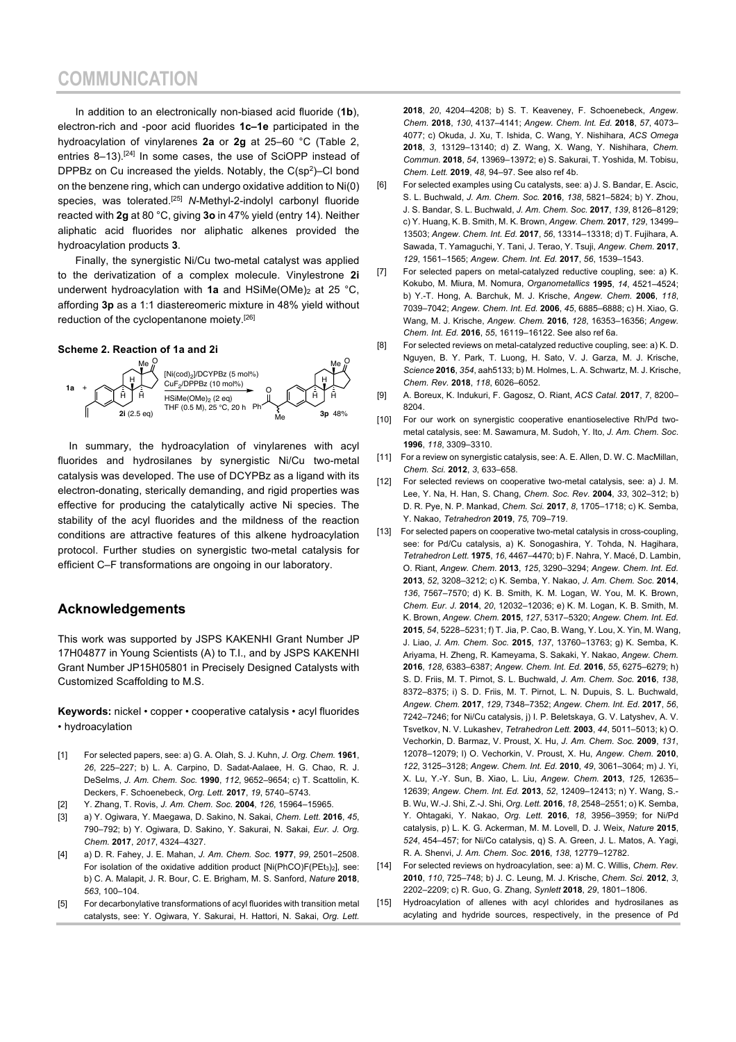In addition to an electronically non-biased acid fluoride (**1b**), electron-rich and -poor acid fluorides **1c–1e** participated in the hydroacylation of vinylarenes **2a** or **2g** at 25–60 °C (Table 2, entries 8–13).[24] In some cases, the use of SciOPP instead of DPPBz on Cu increased the yields. Notably, the C($sp^2$)–Cl bond on the benzene ring, which can undergo oxidative addition to Ni(0) species, was tolerated.[25] *N*-Methyl-2-indolyl carbonyl fluoride reacted with **2g** at 80 °C, giving **3o** in 47% yield (entry 14). Neither aliphatic acid fluorides nor aliphatic alkenes provided the hydroacylation products **3**.

Finally, the synergistic Ni/Cu two-metal catalyst was applied to the derivatization of a complex molecule. Vinylestrone **2i** underwent hydroacylation with **1a** and $HSiMe(OMe)_2$ at 25 °C, affording **3p** as a 1:1 diastereomeric mixture in 48% yield without reduction of the cyclopentanone moiety.[26]

**Scheme 2. Reaction of 1a and 2i**

**1a** + **2i** (2.5 eq) → [Ni(cod)$_2$]/DCYPBz (5 mol%), $CuF_2$/DPPBz (10 mol%), $HSiMe(OMe)_2$ (2 eq), THF (0.5 M), 25 °C, 20 h → **3p** 48%

In summary, the hydroacylation of vinylarenes with acyl fluorides and hydrosilanes by synergistic Ni/Cu two-metal catalysis was developed. The use of DCYPBz as a ligand with its electron-donating, sterically demanding, and rigid properties was effective for producing the catalytically active Ni species. The stability of the acyl fluorides and the mildness of the reaction conditions are attractive features of this alkene hydroacylation protocol. Further studies on synergistic two-metal catalysis for efficient C–F transformations are ongoing in our laboratory.

## Acknowledgements

This work was supported by JSPS KAKENHI Grant Number JP 17H04877 in Young Scientists (A) to T.I., and by JSPS KAKENHI Grant Number JP15H05801 in Precisely Designed Catalysts with Customized Scaffolding to M.S.

**Keywords:** nickel • copper • cooperative catalysis • acyl fluorides • hydroacylation

[1] For selected papers, see: a) G. A. Olah, S. J. Kuhn, *J. Org. Chem.* **1961**, *26*, 225–227; b) L. A. Carpino, D. Sadat-Aalaee, H. G. Chao, R. J. DeSelms, *J. Am. Chem. Soc.* **1990**, *112*, 9652–9654; c) T. Scattolin, K. Deckers, F. Schoenebeck, *Org. Lett.* **2017**, *19*, 5740–5743.

[2] Y. Zhang, T. Rovis, *J. Am. Chem. Soc.* **2004**, *126*, 15964–15965.

[3] a) Y. Ogiwara, Y. Maegawa, D. Sakino, N. Sakai, *Chem. Lett.* **2016**, *45*, 790–792; b) Y. Ogiwara, D. Sakino, Y. Sakurai, N. Sakai, *Eur. J. Org. Chem.* **2017**, *2017*, 4324–4327.

[4] a) D. R. Fahey, J. E. Mahan, *J. Am. Chem. Soc.* **1977**, *99*, 2501–2508. For isolation of the oxidative addition product [Ni(PhCO)F($PEt_3$)$_2$], see: b) C. A. Malapit, J. R. Bour, C. E. Brigham, M. S. Sanford, *Nature* **2018**, *563*, 100–104.

[5] For decarbonylative transformations of acyl fluorides with transition metal catalysts, see: Y. Ogiwara, Y. Sakurai, H. Hattori, N. Sakai, *Org. Lett.* **2018**, *20*, 4204–4208; b) S. T. Keaveney, F. Schoenebeck, *Angew. Chem.* **2018**, *130*, 4137–4141; *Angew. Chem. Int. Ed.* **2018**, *57*, 4073–4077; c) Okuda, J. Xu, T. Ishida, C. Wang, Y. Nishihara, *ACS Omega* **2018**, *3*, 13129–13140; d) Z. Wang, X. Wang, Y. Nishihara, *Chem. Commun.* **2018**, *54*, 13969–13972; e) S. Sakurai, T. Yoshida, M. Tobisu, *Chem. Lett.* **2019**, *48*, 94–97. See also ref 4b.

[6] For selected examples using Cu catalysts, see: a) J. S. Bandar, E. Ascic, S. L. Buchwald, *J. Am. Chem. Soc.* **2016**, *138*, 5821–5824; b) Y. Zhou, J. S. Bandar, S. L. Buchwald, *J. Am. Chem. Soc.* **2017**, *139*, 8126–8129; c) Y. Huang, K. B. Smith, M. K. Brown, *Angew. Chem.* **2017**, *129*, 13499–13503; *Angew. Chem. Int. Ed.* **2017**, *56*, 13314–13318; d) T. Fujihara, A. Sawada, T. Yamaguchi, Y. Tani, J. Terao, Y. Tsuji, *Angew. Chem.* **2017**, *129*, 1561–1565; *Angew. Chem. Int. Ed.* **2017**, *56*, 1539–1543.

[7] For selected papers on metal-catalyzed reductive coupling, see: a) K. Kokubo, M. Miura, M. Nomura, *Organometallics* **1995**, *14*, 4521–4524; b) Y.-T. Hong, A. Barchuk, M. J. Krische, *Angew. Chem.* **2006**, *118*, 7039–7042; *Angew. Chem. Int. Ed.* **2006**, *45*, 6885–6888; c) H. Xiao, G. Wang, M. J. Krische, *Angew. Chem.* **2016**, *128*, 16353–16356; *Angew. Chem. Int. Ed.* **2016**, *55*, 16119–16122. See also ref 6a.

[8] For selected reviews on metal-catalyzed reductive coupling, see: a) K. D. Nguyen, B. Y. Park, T. Luong, H. Sato, V. J. Garza, M. J. Krische, *Science* **2016**, *354*, aah5133; b) M. Holmes, L. A. Schwartz, M. J. Krische, *Chem. Rev.* **2018**, *118*, 6026–6052.

[9] A. Boreux, K. Indukuri, F. Gagosz, O. Riant, *ACS Catal.* **2017**, *7*, 8200–8204.

[10] For our work on synergistic cooperative enantioselective Rh/Pd two-metal catalysis, see: M. Sawamura, M. Sudoh, Y. Ito, *J. Am. Chem. Soc.* **1996**, *118*, 3309–3310.

[11] For a review on synergistic catalysis, see: A. E. Allen, D. W. C. MacMillan, *Chem. Sci.* **2012**, *3*, 633–658.

[12] For selected reviews on cooperative two-metal catalysis, see: a) J. M. Lee, Y. Na, H. Han, S. Chang, *Chem. Soc. Rev.* **2004**, *33*, 302–312; b) D. R. Pye, N. P. Mankad, *Chem. Sci.* **2017**, *8*, 1705–1718; c) K. Semba, Y. Nakao, *Tetrahedron* **2019**, *75*, 709–719.

[13] For selected papers on cooperative two-metal catalysis in cross-coupling, see: for Pd/Cu catalysis, a) K. Sonogashira, Y. Tohda, N. Hagihara, *Tetrahedron Lett.* **1975**, *16*, 4467–4470; b) F. Nahra, Y. Macé, D. Lambin, O. Riant, *Angew. Chem.* **2013**, *125*, 3290–3294; *Angew. Chem. Int. Ed.* **2013**, *52*, 3208–3212; c) K. Semba, Y. Nakao, *J. Am. Chem. Soc.* **2014**, *136*, 7567–7570; d) K. B. Smith, K. M. Logan, W. You, M. K. Brown, *Chem. Eur. J.* **2014**, *20*, 12032–12036; e) K. M. Logan, K. B. Smith, M. K. Brown, *Angew. Chem.* **2015**, *127*, 5317–5320; *Angew. Chem. Int. Ed.* **2015**, *54*, 5228–5231; f) T. Jia, P. Cao, B. Wang, Y. Lou, X. Yin, M. Wang, J. Liao, *J. Am. Chem. Soc.* **2015**, *137*, 13760–13763; g) K. Semba, K. Ariyama, H. Zheng, R. Kameyama, S. Sakaki, Y. Nakao, *Angew. Chem.* **2016**, *128*, 6383–6387; *Angew. Chem. Int. Ed.* **2016**, *55*, 6275–6279; h) S. D. Friis, M. T. Pirnot, S. L. Buchwald, *J. Am. Chem. Soc.* **2016**, *138*, 8372–8375; i) S. D. Friis, M. T. Pirnot, L. N. Dupuis, S. L. Buchwald, *Angew. Chem.* **2017**, *129*, 7348–7352; *Angew. Chem. Int. Ed.* **2017**, *56*, 7242–7246; for Ni/Cu catalysis, j) I. P. Beletskaya, G. V. Latyshev, A. V. Tsvetkov, N. V. Lukashev, *Tetrahedron Lett.* **2003**, *44*, 5011–5013; k) O. Vechorkin, D. Barmaz, V. Proust, X. Hu, *J. Am. Chem. Soc.* **2009**, *131*, 12078–12079; l) O. Vechorkin, V. Proust, X. Hu, *Angew. Chem.* **2010**, *122*, 3125–3128; *Angew. Chem. Int. Ed.* **2010**, *49*, 3061–3064; m) J. Yi, X. Lu, Y.-Y. Sun, B. Xiao, L. Liu, *Angew. Chem.* **2013**, *125*, 12635–12639; *Angew. Chem. Int. Ed.* **2013**, *52*, 12409–12413; n) Y. Wang, S.-B. Wu, W.-J. Shi, Z.-J. Shi, *Org. Lett.* **2016**, *18*, 2548–2551; o) K. Semba, Y. Ohtagaki, Y. Nakao, *Org. Lett.* **2016**, *18*, 3956–3959; for Ni/Pd catalysis, p) L. K. G. Ackerman, M. M. Lovell, D. J. Weix, *Nature* **2015**, *524*, 454–457; for Ni/Co catalysis, q) S. A. Green, J. L. Matos, A. Yagi, R. A. Shenvi, *J. Am. Chem. Soc.* **2016**, *138*, 12779–12782.

[14] For selected reviews on hydroacylation, see: a) M. C. Willis, *Chem. Rev.* **2010**, *110*, 725–748; b) J. C. Leung, M. J. Krische, *Chem. Sci.* **2012**, *3*, 2202–2209; c) R. Guo, G. Zhang, *Synlett* **2018**, *29*, 1801–1806.

[15] Hydroacylation of allenes with acyl chlorides and hydrosilanes as acylating and hydride sources, respectively, in the presence of Pd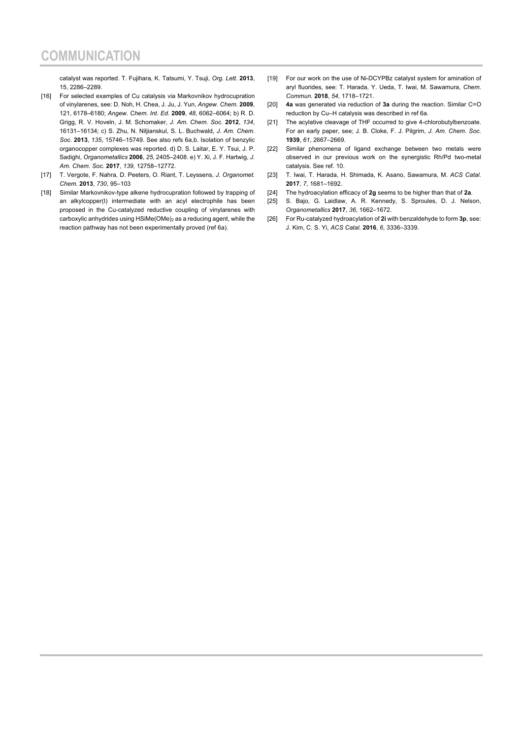catalyst was reported. T. Fujihara, K. Tatsumi, Y. Tsuji, *Org. Lett.* **2013**, 15, 2286–2289.

[16] For selected examples of Cu catalysis via Markovnikov hydrocupration of vinylarenes, see: D. Noh, H. Chea, J. Ju, J. Yun, *Angew. Chem.* **2009**, 121, 6178–6180; *Angew. Chem. Int. Ed.* **2009**, *48*, 6062–6064; b) R. D. Grigg, R. V. Hoveln, J. M. Schomaker, *J. Am. Chem. Soc.* **2012**, *134*, 16131–16134; c) S. Zhu, N. Niljianskul, S. L. Buchwald, *J. Am. Chem. Soc.* **2013**, *135*, 15746–15749. See also refs 6a,b. Isolation of benzylic organocopper complexes was reported. d) D. S. Laitar, E. Y. Tsui, J. P. Sadighi, *Organometallics* **2006**, *25*, 2405–2408. e) Y. Xi, J. F. Hartwig, *J. Am. Chem. Soc.* **2017**, *139*, 12758–12772.

[17] T. Vergote, F. Nahra, D. Peeters, O. Riant, T. Leyssens, *J. Organomet. Chem.* **2013**, *730*, 95–103

[18] Similar Markovnikov-type alkene hydrocupration followed by trapping of an alkylcopper(I) intermediate with an acyl electrophile has been proposed in the Cu-catalyzed reductive coupling of vinylarenes with carboxylic anhydrides using $HSiMe(OMe)_2$ as a reducing agent, while the reaction pathway has not been experimentally proved (ref 6a).

[19] For our work on the use of Ni-DCYPBz catalyst system for amination of aryl fluorides, see: T. Harada, Y. Ueda, T. Iwai, M. Sawamura, *Chem. Commun.* **2018**, *54*, 1718–1721.

[20] **4a** was generated via reduction of **3a** during the reaction. Similar C=O reduction by Cu–H catalysis was described in ref 6a.

[21] The acylative cleavage of THF occurred to give 4-chlorobutylbenzoate. For an early paper, see; J. B. Cloke, F. J. Pilgrim, *J. Am. Chem. Soc.* **1939**, *61*, 2667–2669.

[22] Similar phenomena of ligand exchange between two metals were observed in our previous work on the synergistic Rh/Pd two-metal catalysis. See ref. 10.

[23] T. Iwai, T. Harada, H. Shimada, K. Asano, Sawamura, M. *ACS Catal.* **2017**, *7*, 1681–1692.

[24] The hydroacylation efficacy of **2g** seems to be higher than that of **2a**.

[25] S. Bajo, G. Laidlaw, A. R. Kennedy, S. Sproules, D. J. Nelson, *Organometallics* **2017**, *36*, 1662–1672.

[26] For Ru-catalyzed hydroacylation of **2i** with benzaldehyde to form **3p**, see: J. Kim, C. S. Yi, *ACS Catal.* **2016**, *6*, 3336–3339.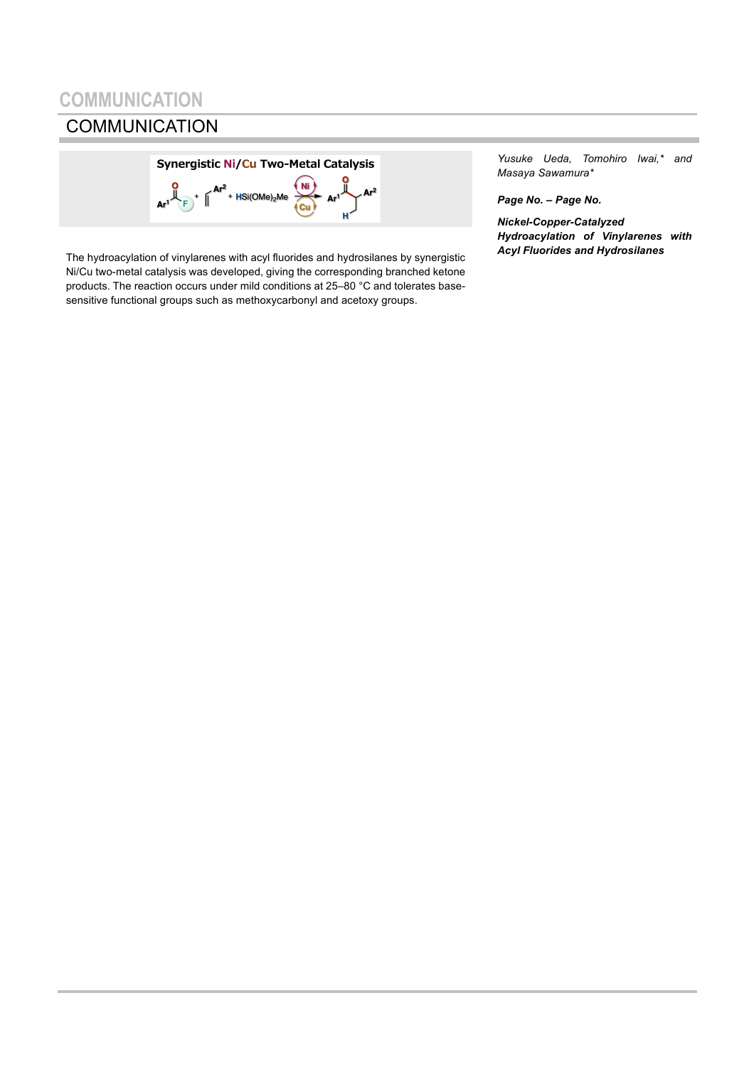# COMMUNICATION

Synergistic Ni/Cu Two-Metal Catalysis

The hydroacylation of vinylarenes with acyl fluorides and hydrosilanes by synergistic Ni/Cu two-metal catalysis was developed, giving the corresponding branched ketone products. The reaction occurs under mild conditions at 25–80 °C and tolerates base-sensitive functional groups such as methoxycarbonyl and acetoxy groups.

*Yusuke Ueda, Tomohiro Iwai,\* and Masaya Sawamura\**

***Page No. – Page No.***

***Nickel-Copper-Catalyzed Hydroacylation of Vinylarenes with Acyl Fluorides and Hydrosilanes***